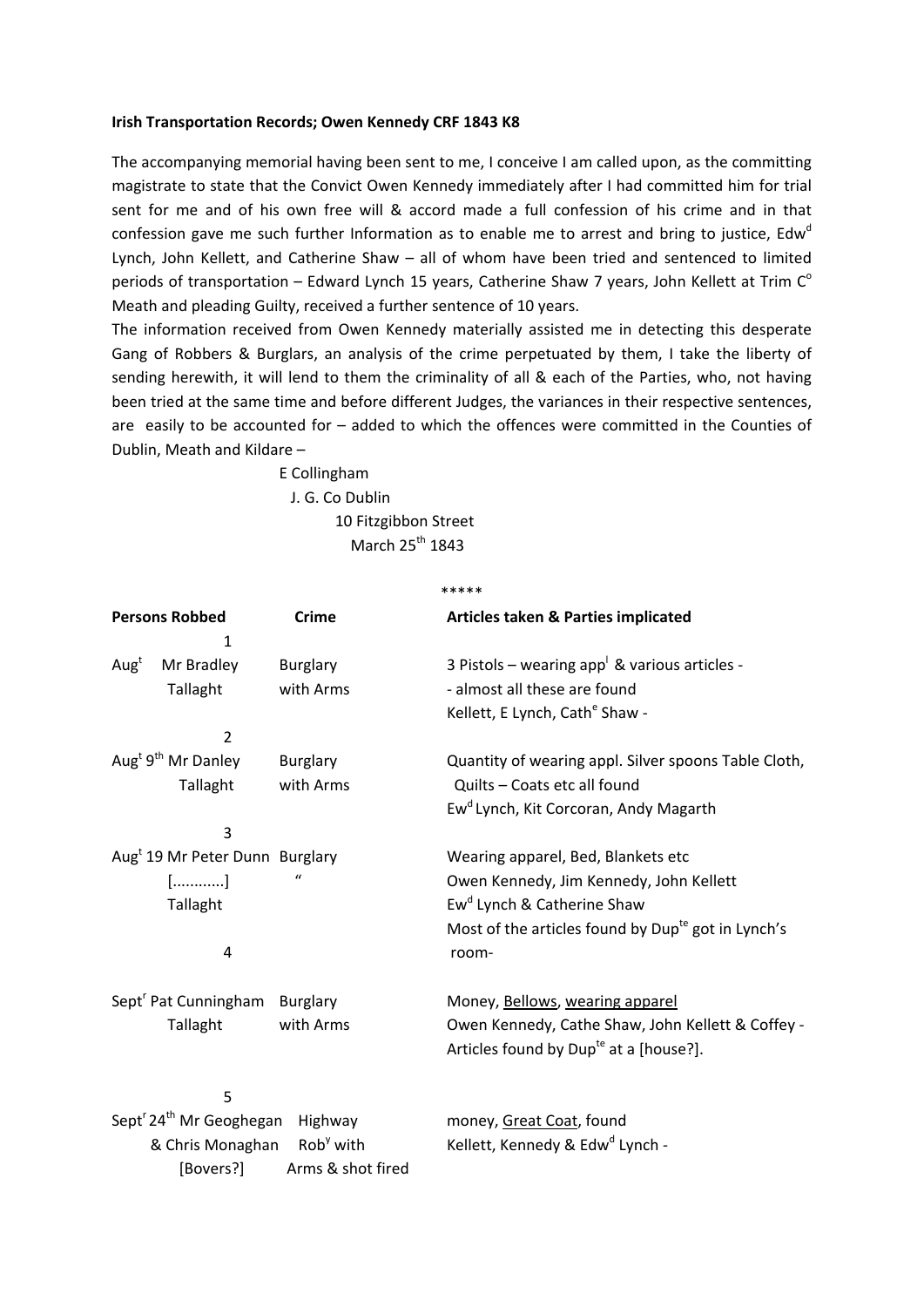**Irish Transportation Records; Owen Kennedy CRF 1843 K8**

The accompanying memorial having been sent to me, I conceive I am called upon, as the committing magistrate to state that the Convict Owen Kennedy immediately after I had committed him for trial sent for me and of his own free will & accord made a full confession of his crime and in that confession gave me such further Information as to enable me to arrest and bring to justice, Edw[d] Lynch, John Kellett, and Catherine Shaw – all of whom have been tried and sentenced to limited periods of transportation – Edward Lynch 15 years, Catherine Shaw 7 years, John Kellett at Trim C[o] Meath and pleading Guilty, received a further sentence of 10 years.

The information received from Owen Kennedy materially assisted me in detecting this desperate Gang of Robbers & Burglars, an analysis of the crime perpetuated by them, I take the liberty of sending herewith, it will lend to them the criminality of all & each of the Parties, who, not having been tried at the same time and before different Judges, the variances in their respective sentences, are easily to be accounted for – added to which the offences were committed in the Counties of Dublin, Meath and Kildare –

E Collingham
J. G. Co Dublin
10 Fitzgibbon Street
March 25[th] 1843

\*\*\*\*\*

| Persons Robbed | Crime | Articles taken & Parties implicated |
|---|---|---|
| 1 | | |
| Aug[t] Mr Bradley Tallaght | Burglary with Arms | 3 Pistols – wearing app[l] & various articles - - almost all these are found Kellett, E Lynch, Cath[e] Shaw - |
| 2 | | |
| Aug[t] 9[th] Mr Danley Tallaght | Burglary with Arms | Quantity of wearing appl. Silver spoons Table Cloth, Quilts – Coats etc all found Ew[d] Lynch, Kit Corcoran, Andy Magarth |
| 3 | | |
| Aug[t] 19 Mr Peter Dunn [............] Tallaght | Burglary " | Wearing apparel, Bed, Blankets etc Owen Kennedy, Jim Kennedy, John Kellett Ew[d] Lynch & Catherine Shaw Most of the articles found by Dup[te] got in Lynch's room- |
| 4 | | |
| Sept[r] Pat Cunningham Tallaght | Burglary with Arms | Money, <u>Bellows</u>, <u>wearing apparel</u> Owen Kennedy, Cathe Shaw, John Kellett & Coffey - Articles found by Dup[te] at a [house?]. |
| 5 | | |
| Sept[r] 24[th] Mr Geoghegan & Chris Monaghan [Bovers?] | Highway Rob[y] with Arms & shot fired | money, <u>Great Coat</u>, found Kellett, Kennedy & Edw[d] Lynch - |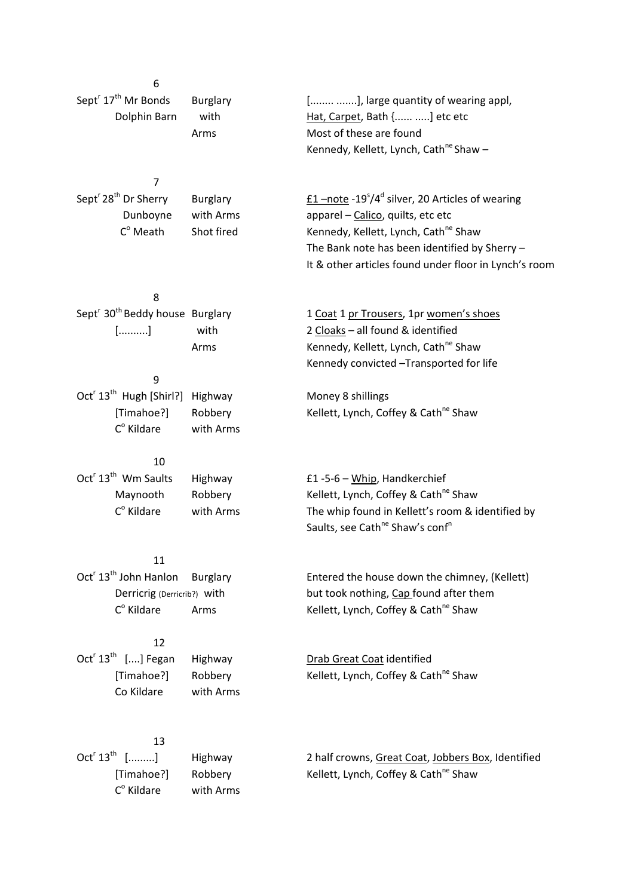6

Sept$^{r}$ 17$^{th}$ Mr Bonds
Dolphin Barn
Burglary with Arms

[........ .......], large quantity of wearing appl,
Hat, Carpet, Bath {...... .....] etc etc
Most of these are found
Kennedy, Kellett, Lynch, Cath$^{ne}$ Shaw –

7

Sept$^{r}$ 28$^{th}$ Dr Sherry
Dunboyne
C$^{o}$ Meath
Burglary with Arms
Shot fired

£1 –note -19$^{s}$/4$^{d}$ silver, 20 Articles of wearing
apparel – Calico, quilts, etc etc
Kennedy, Kellett, Lynch, Cath$^{ne}$ Shaw
The Bank note has been identified by Sherry –
It & other articles found under floor in Lynch's room

8

Sept$^{r}$ 30$^{th}$ Beddy house
[..........]
Burglary with Arms

1 Coat 1 pr Trousers, 1pr women's shoes
2 Cloaks – all found & identified
Kennedy, Kellett, Lynch, Cath$^{ne}$ Shaw
Kennedy convicted –Transported for life

9

Oct$^{r}$ 13$^{th}$ Hugh [Shirl?]
[Timahoe?]
C$^{o}$ Kildare
Highway Robbery with Arms

Money 8 shillings
Kellett, Lynch, Coffey & Cath$^{ne}$ Shaw

10

Oct$^{r}$ 13$^{th}$ Wm Saults
Maynooth
C$^{o}$ Kildare
Highway Robbery with Arms

£1 -5-6 – Whip, Handkerchief
Kellett, Lynch, Coffey & Cath$^{ne}$ Shaw
The whip found in Kellett's room & identified by
Saults, see Cath$^{ne}$ Shaw's conf$^{n}$

11

Oct$^{r}$ 13$^{th}$ John Hanlon
Derricrig (Derricrib?)
C$^{o}$ Kildare
Burglary with Arms

Entered the house down the chimney, (Kellett)
but took nothing, Cap found after them
Kellett, Lynch, Coffey & Cath$^{ne}$ Shaw

12

Oct$^{r}$ 13$^{th}$ [....] Fegan
[Timahoe?]
Co Kildare
Highway Robbery with Arms

Drab Great Coat identified
Kellett, Lynch, Coffey & Cath$^{ne}$ Shaw

13

Oct$^{r}$ 13$^{th}$ [.........]
[Timahoe?]
C$^{o}$ Kildare
Highway Robbery with Arms

2 half crowns, Great Coat, Jobbers Box, Identified
Kellett, Lynch, Coffey & Cath$^{ne}$ Shaw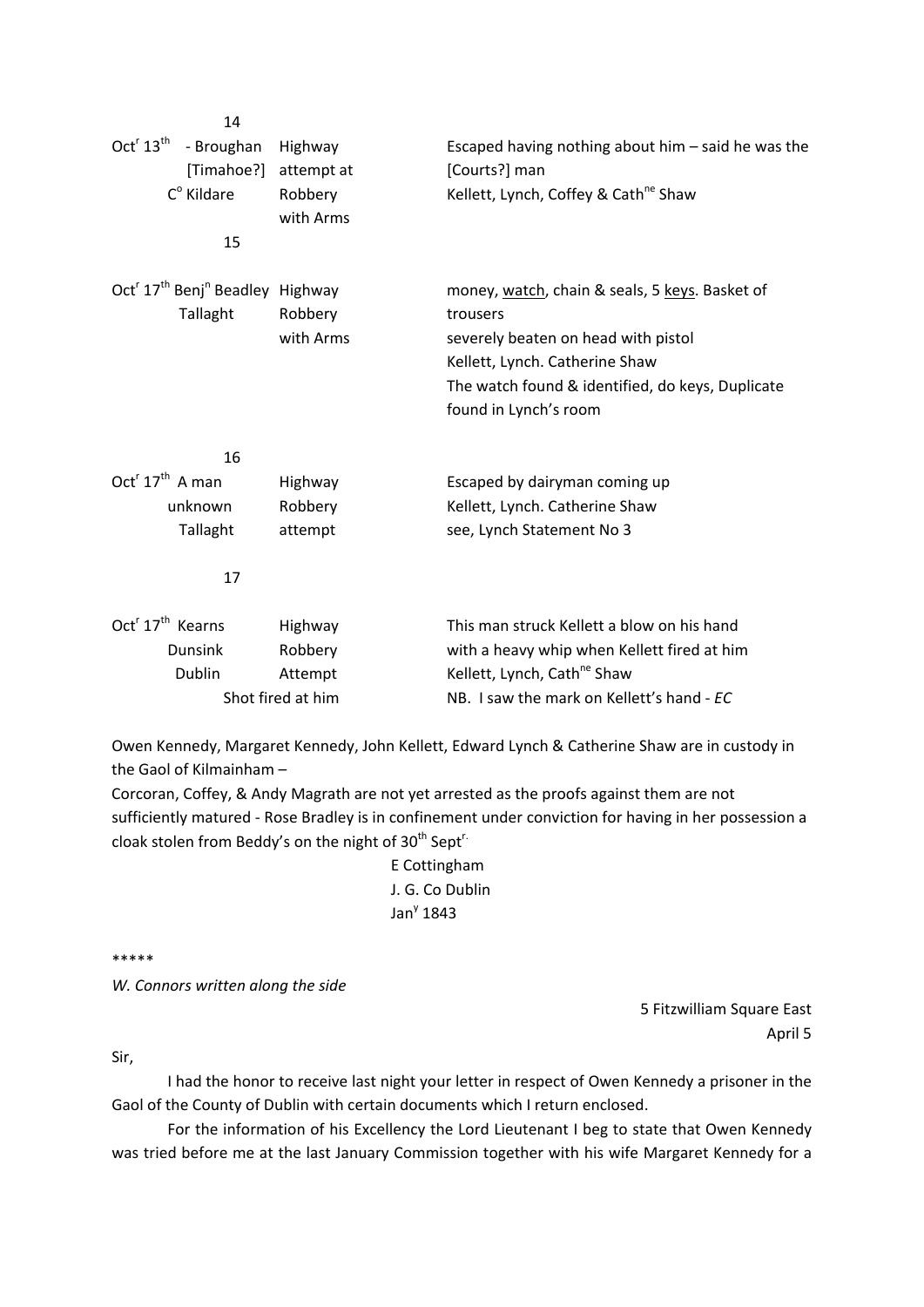| | | |
|---|---|---|
| 14 | | |
| Oct[r] 13[th] - Broughan [Timahoe?] C[o] Kildare | Highway attempt at Robbery with Arms | Escaped having nothing about him – said he was the [Courts?] man<br>Kellett, Lynch, Coffey & Cath[ne] Shaw |
| 15 | | |
| Oct[r] 17[th] Benj[n] Beadley Tallaght | Highway Robbery with Arms | money, <u>watch</u>, chain & seals, 5 <u>keys</u>. Basket of trousers<br>severely beaten on head with pistol<br>Kellett, Lynch. Catherine Shaw<br>The watch found & identified, do keys, Duplicate found in Lynch's room |
| 16 | | |
| Oct[r] 17[th] A man unknown Tallaght | Highway Robbery attempt | Escaped by dairyman coming up<br>Kellett, Lynch. Catherine Shaw<br>see, Lynch Statement No 3 |
| 17 | | |
| Oct[r] 17[th] Kearns Dunsink Dublin | Highway Robbery Attempt<br>Shot fired at him | This man struck Kellett a blow on his hand with a heavy whip when Kellett fired at him<br>Kellett, Lynch, Cath[ne] Shaw<br>NB. I saw the mark on Kellett's hand - *EC* |

Owen Kennedy, Margaret Kennedy, John Kellett, Edward Lynch & Catherine Shaw are in custody in the Gaol of Kilmainham –

Corcoran, Coffey, & Andy Magrath are not yet arrested as the proofs against them are not sufficiently matured - Rose Bradley is in confinement under conviction for having in her possession a cloak stolen from Beddy's on the night of 30[th] Sept[r.]

E Cottingham
J. G. Co Dublin
Jan[y] 1843

*****

*W. Connors written along the side*

5 Fitzwilliam Square East
April 5

Sir,

I had the honor to receive last night your letter in respect of Owen Kennedy a prisoner in the Gaol of the County of Dublin with certain documents which I return enclosed.

For the information of his Excellency the Lord Lieutenant I beg to state that Owen Kennedy was tried before me at the last January Commission together with his wife Margaret Kennedy for a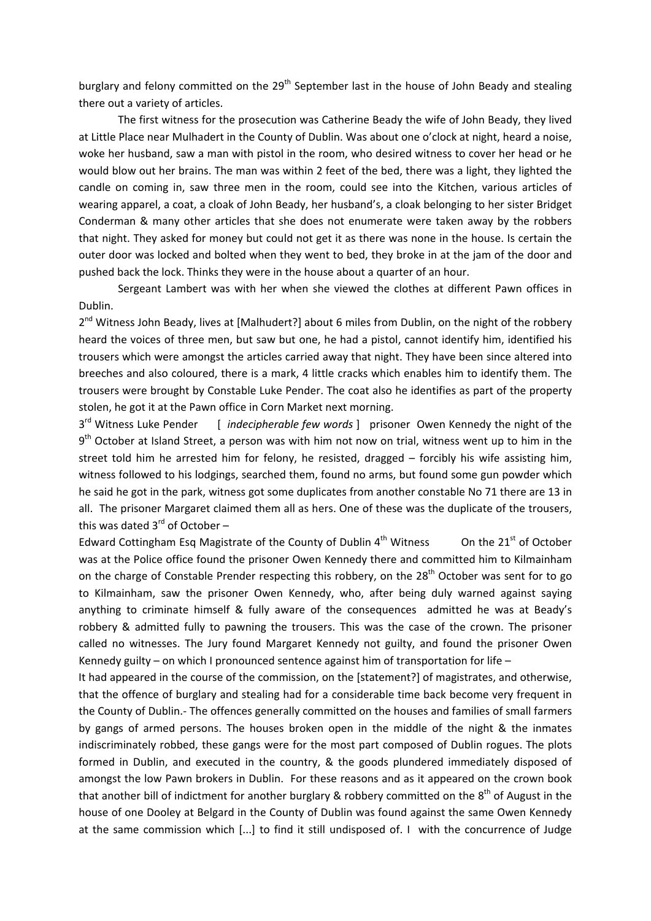burglary and felony committed on the 29th September last in the house of John Beady and stealing there out a variety of articles.

The first witness for the prosecution was Catherine Beady the wife of John Beady, they lived at Little Place near Mulhadert in the County of Dublin. Was about one o'clock at night, heard a noise, woke her husband, saw a man with pistol in the room, who desired witness to cover her head or he would blow out her brains. The man was within 2 feet of the bed, there was a light, they lighted the candle on coming in, saw three men in the room, could see into the Kitchen, various articles of wearing apparel, a coat, a cloak of John Beady, her husband's, a cloak belonging to her sister Bridget Conderman & many other articles that she does not enumerate were taken away by the robbers that night. They asked for money but could not get it as there was none in the house. Is certain the outer door was locked and bolted when they went to bed, they broke in at the jam of the door and pushed back the lock. Thinks they were in the house about a quarter of an hour.

Sergeant Lambert was with her when she viewed the clothes at different Pawn offices in Dublin.

2nd Witness John Beady, lives at [Malhudert?] about 6 miles from Dublin, on the night of the robbery heard the voices of three men, but saw but one, he had a pistol, cannot identify him, identified his trousers which were amongst the articles carried away that night. They have been since altered into breeches and also coloured, there is a mark, 4 little cracks which enables him to identify them. The trousers were brought by Constable Luke Pender. The coat also he identifies as part of the property stolen, he got it at the Pawn office in Corn Market next morning.

3rd Witness Luke Pender [ *indecipherable few words* ] prisoner Owen Kennedy the night of the 9th October at Island Street, a person was with him not now on trial, witness went up to him in the street told him he arrested him for felony, he resisted, dragged – forcibly his wife assisting him, witness followed to his lodgings, searched them, found no arms, but found some gun powder which he said he got in the park, witness got some duplicates from another constable No 71 there are 13 in all. The prisoner Margaret claimed them all as hers. One of these was the duplicate of the trousers, this was dated 3rd of October –

Edward Cottingham Esq Magistrate of the County of Dublin 4th Witness On the 21st of October was at the Police office found the prisoner Owen Kennedy there and committed him to Kilmainham on the charge of Constable Prender respecting this robbery, on the 28th October was sent for to go to Kilmainham, saw the prisoner Owen Kennedy, who, after being duly warned against saying anything to criminate himself & fully aware of the consequences admitted he was at Beady's robbery & admitted fully to pawning the trousers. This was the case of the crown. The prisoner called no witnesses. The Jury found Margaret Kennedy not guilty, and found the prisoner Owen Kennedy guilty – on which I pronounced sentence against him of transportation for life –

It had appeared in the course of the commission, on the [statement?] of magistrates, and otherwise, that the offence of burglary and stealing had for a considerable time back become very frequent in the County of Dublin.- The offences generally committed on the houses and families of small farmers by gangs of armed persons. The houses broken open in the middle of the night & the inmates indiscriminately robbed, these gangs were for the most part composed of Dublin rogues. The plots formed in Dublin, and executed in the country, & the goods plundered immediately disposed of amongst the low Pawn brokers in Dublin. For these reasons and as it appeared on the crown book that another bill of indictment for another burglary & robbery committed on the 8th of August in the house of one Dooley at Belgard in the County of Dublin was found against the same Owen Kennedy at the same commission which [...] to find it still undisposed of. I with the concurrence of Judge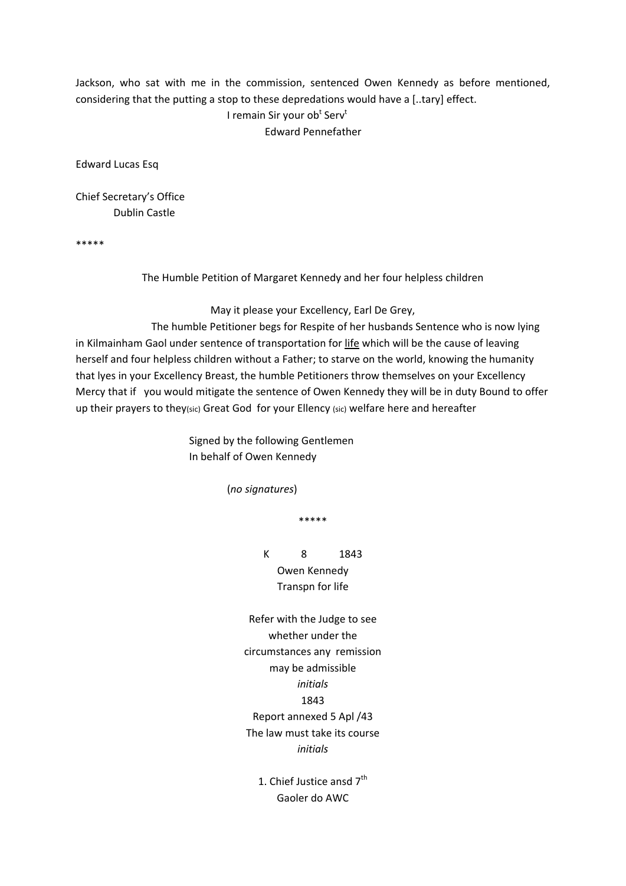Jackson, who sat with me in the commission, sentenced Owen Kennedy as before mentioned, considering that the putting a stop to these depredations would have a [..tary] effect.

I remain Sir your ob[t] Serv[t]

Edward Pennefather

Edward Lucas Esq

Chief Secretary's Office
Dublin Castle

*****

The Humble Petition of Margaret Kennedy and her four helpless children

May it please your Excellency, Earl De Grey,

The humble Petitioner begs for Respite of her husbands Sentence who is now lying in Kilmainham Gaol under sentence of transportation for <u>life</u> which will be the cause of leaving herself and four helpless children without a Father; to starve on the world, knowing the humanity that lyes in your Excellency Breast, the humble Petitioners throw themselves on your Excellency Mercy that if you would mitigate the sentence of Owen Kennedy they will be in duty Bound to offer up their prayers to they(sic) Great God for your Ellency (sic) welfare here and hereafter

Signed by the following Gentlemen
In behalf of Owen Kennedy

(*no signatures*)

*****

K 8 1843
Owen Kennedy
Transpn for life

Refer with the Judge to see whether under the circumstances any remission may be admissible
*initials*
1843
Report annexed 5 Apl /43
The law must take its course
*initials*

1. Chief Justice ansd 7[th]
Gaoler do AWC